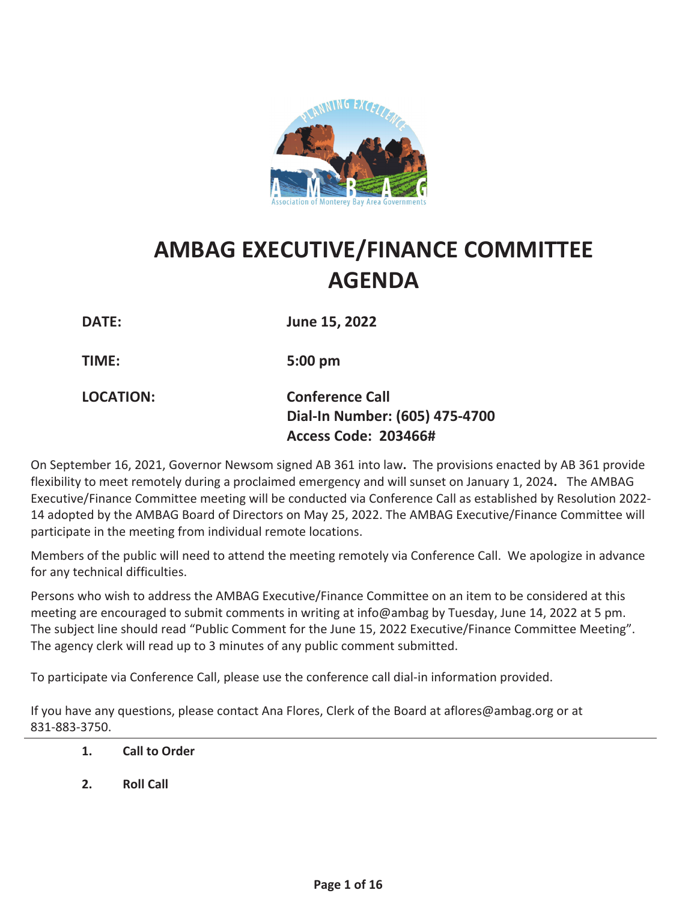# AMBAG EXECUTIVE/FINANCE COMMITTEE AGENDA

**DATE:** **June 15, 2022**

**TIME:** **5:00 pm**

**LOCATION:** **Conference Call**
**Dial-In Number: (605) 475-4700**
**Access Code: 203466#**

On September 16, 2021, Governor Newsom signed AB 361 into law**.** The provisions enacted by AB 361 provide flexibility to meet remotely during a proclaimed emergency and will sunset on January 1, 2024**.** The AMBAG Executive/Finance Committee meeting will be conducted via Conference Call as established by Resolution 2022-14 adopted by the AMBAG Board of Directors on May 25, 2022. The AMBAG Executive/Finance Committee will participate in the meeting from individual remote locations.

Members of the public will need to attend the meeting remotely via Conference Call. We apologize in advance for any technical difficulties.

Persons who wish to address the AMBAG Executive/Finance Committee on an item to be considered at this meeting are encouraged to submit comments in writing at info@ambag by Tuesday, June 14, 2022 at 5 pm. The subject line should read "Public Comment for the June 15, 2022 Executive/Finance Committee Meeting". The agency clerk will read up to 3 minutes of any public comment submitted.

To participate via Conference Call, please use the conference call dial-in information provided.

If you have any questions, please contact Ana Flores, Clerk of the Board at aflores@ambag.org or at 831-883-3750.

---

1. **Call to Order**

2. **Roll Call**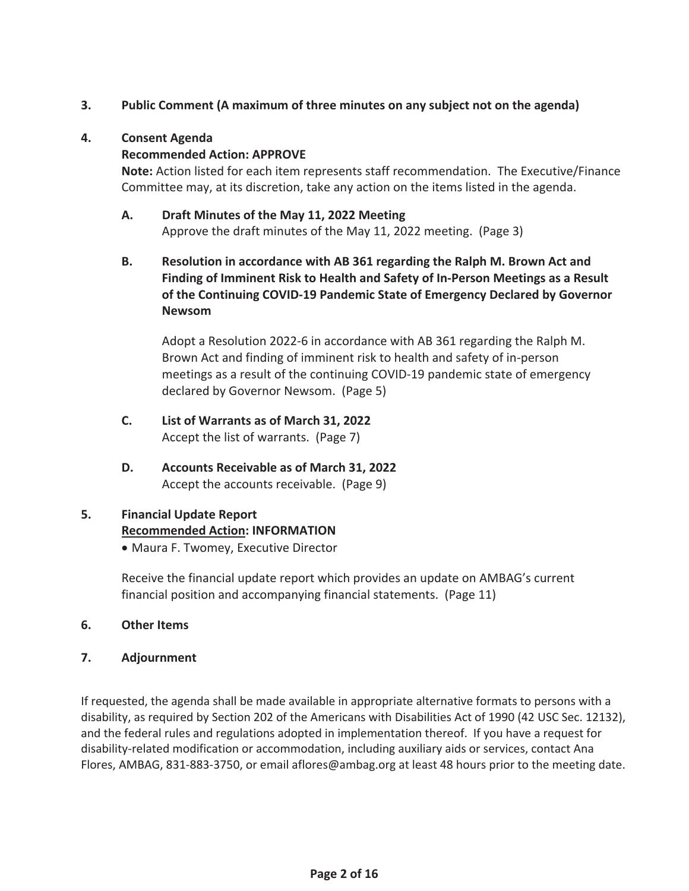**3. Public Comment (A maximum of three minutes on any subject not on the agenda)**

**4. Consent Agenda**

**Recommended Action: APPROVE**

**Note:** Action listed for each item represents staff recommendation. The Executive/Finance Committee may, at its discretion, take any action on the items listed in the agenda.

**A. Draft Minutes of the May 11, 2022 Meeting**

Approve the draft minutes of the May 11, 2022 meeting. (Page 3)

**B. Resolution in accordance with AB 361 regarding the Ralph M. Brown Act and Finding of Imminent Risk to Health and Safety of In-Person Meetings as a Result of the Continuing COVID-19 Pandemic State of Emergency Declared by Governor Newsom**

Adopt a Resolution 2022-6 in accordance with AB 361 regarding the Ralph M. Brown Act and finding of imminent risk to health and safety of in-person meetings as a result of the continuing COVID-19 pandemic state of emergency declared by Governor Newsom. (Page 5)

**C. List of Warrants as of March 31, 2022**

Accept the list of warrants. (Page 7)

**D. Accounts Receivable as of March 31, 2022**

Accept the accounts receivable. (Page 9)

**5. Financial Update Report**

**Recommended Action: INFORMATION**

- Maura F. Twomey, Executive Director

Receive the financial update report which provides an update on AMBAG's current financial position and accompanying financial statements. (Page 11)

**6. Other Items**

**7. Adjournment**

If requested, the agenda shall be made available in appropriate alternative formats to persons with a disability, as required by Section 202 of the Americans with Disabilities Act of 1990 (42 USC Sec. 12132), and the federal rules and regulations adopted in implementation thereof. If you have a request for disability-related modification or accommodation, including auxiliary aids or services, contact Ana Flores, AMBAG, 831-883-3750, or email aflores@ambag.org at least 48 hours prior to the meeting date.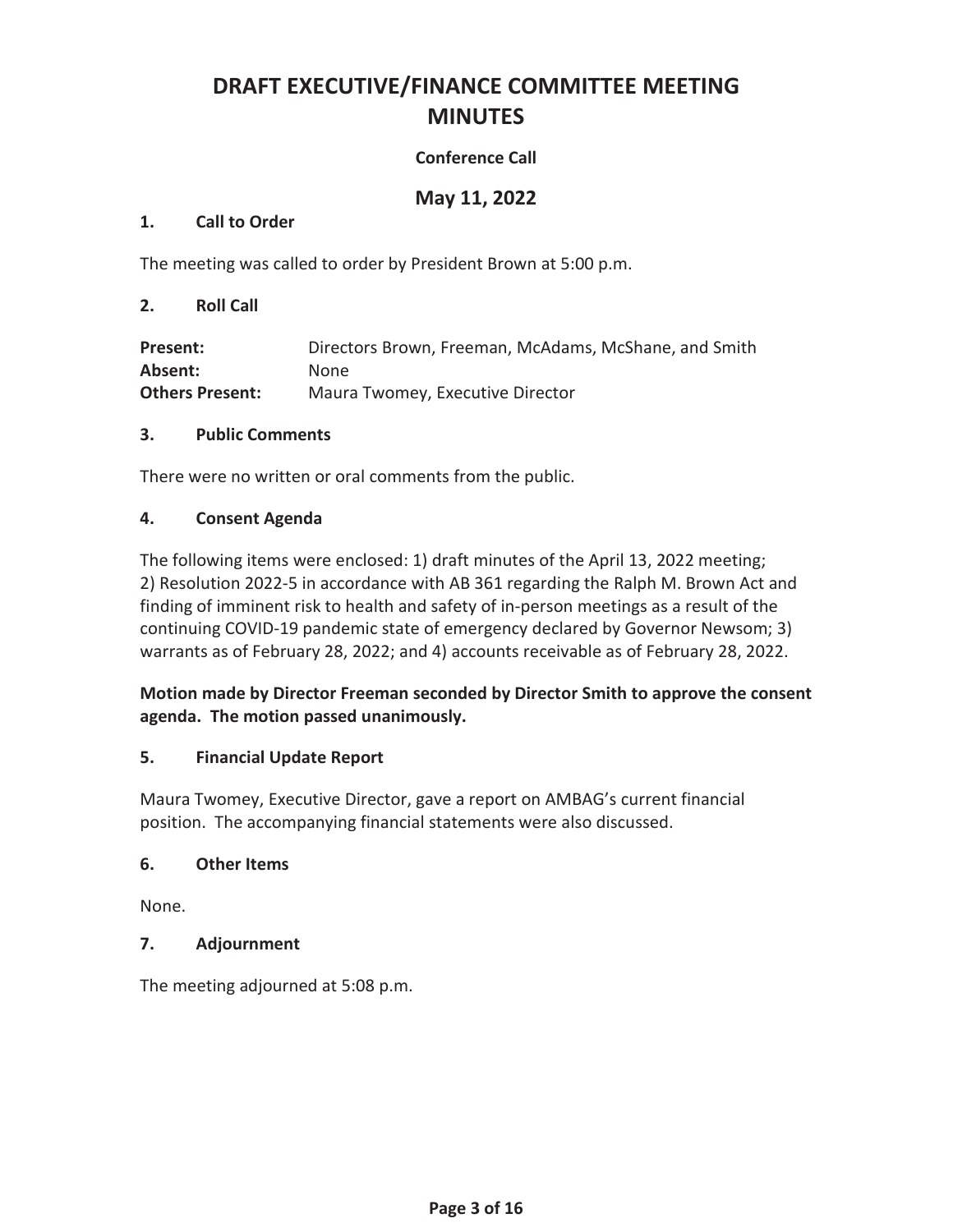# DRAFT EXECUTIVE/FINANCE COMMITTEE MEETING MINUTES

**Conference Call**

## May 11, 2022

### 1. Call to Order

The meeting was called to order by President Brown at 5:00 p.m.

### 2. Roll Call

| | |
|---|---|
| **Present:** | Directors Brown, Freeman, McAdams, McShane, and Smith |
| **Absent:** | None |
| **Others Present:** | Maura Twomey, Executive Director |

### 3. Public Comments

There were no written or oral comments from the public.

### 4. Consent Agenda

The following items were enclosed: 1) draft minutes of the April 13, 2022 meeting; 2) Resolution 2022-5 in accordance with AB 361 regarding the Ralph M. Brown Act and finding of imminent risk to health and safety of in-person meetings as a result of the continuing COVID-19 pandemic state of emergency declared by Governor Newsom; 3) warrants as of February 28, 2022; and 4) accounts receivable as of February 28, 2022.

**Motion made by Director Freeman seconded by Director Smith to approve the consent agenda. The motion passed unanimously.**

### 5. Financial Update Report

Maura Twomey, Executive Director, gave a report on AMBAG's current financial position. The accompanying financial statements were also discussed.

### 6. Other Items

None.

### 7. Adjournment

The meeting adjourned at 5:08 p.m.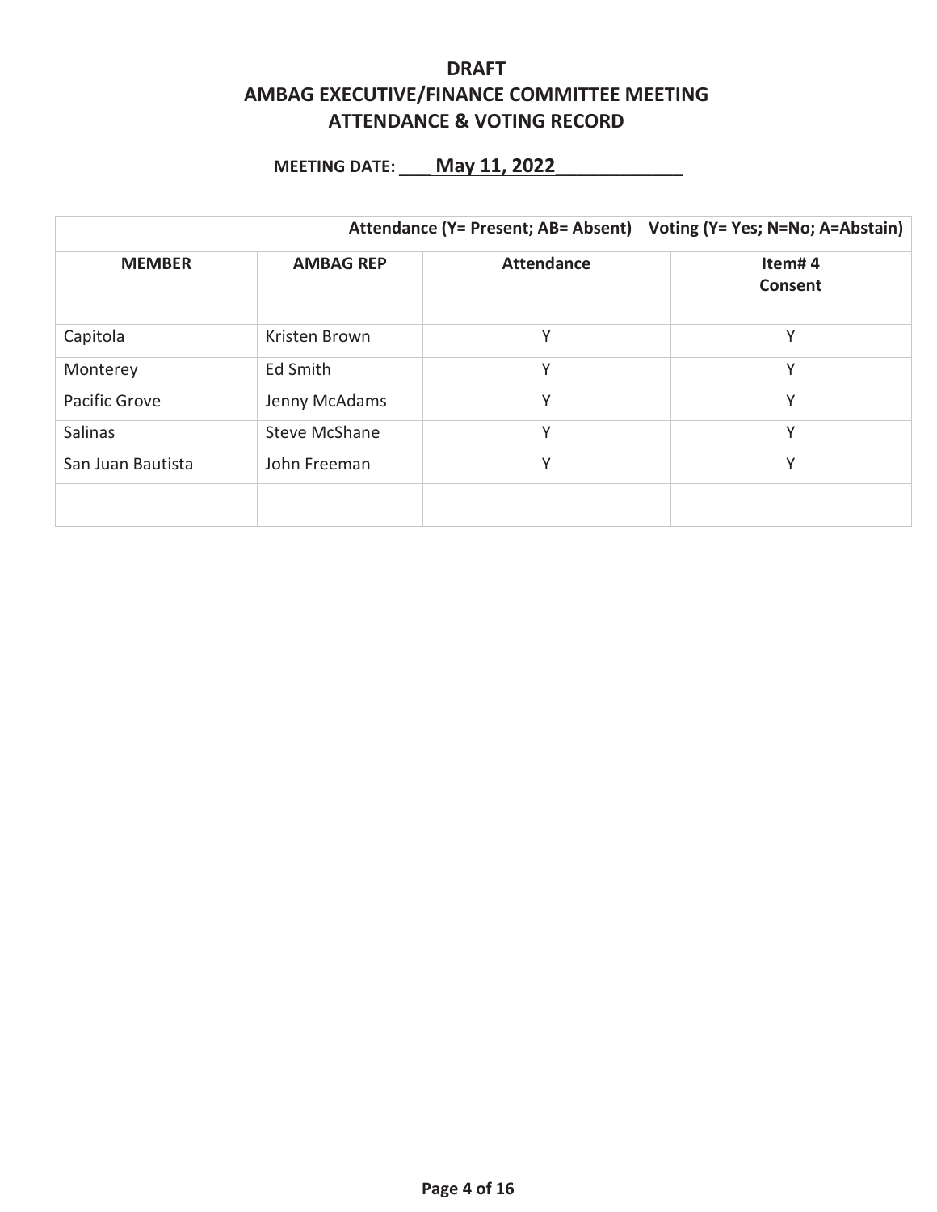# DRAFT

# AMBAG EXECUTIVE/FINANCE COMMITTEE MEETING

# ATTENDANCE & VOTING RECORD

**MEETING DATE: ___ May 11, 2022____________**

| | | Attendance (Y= Present; AB= Absent) | Voting (Y= Yes; N=No; A=Abstain) |
|---|---|---|---|
| **MEMBER** | **AMBAG REP** | **Attendance** | **Item# 4 Consent** |
| Capitola | Kristen Brown | Y | Y |
| Monterey | Ed Smith | Y | Y |
| Pacific Grove | Jenny McAdams | Y | Y |
| Salinas | Steve McShane | Y | Y |
| San Juan Bautista | John Freeman | Y | Y |
| | | | |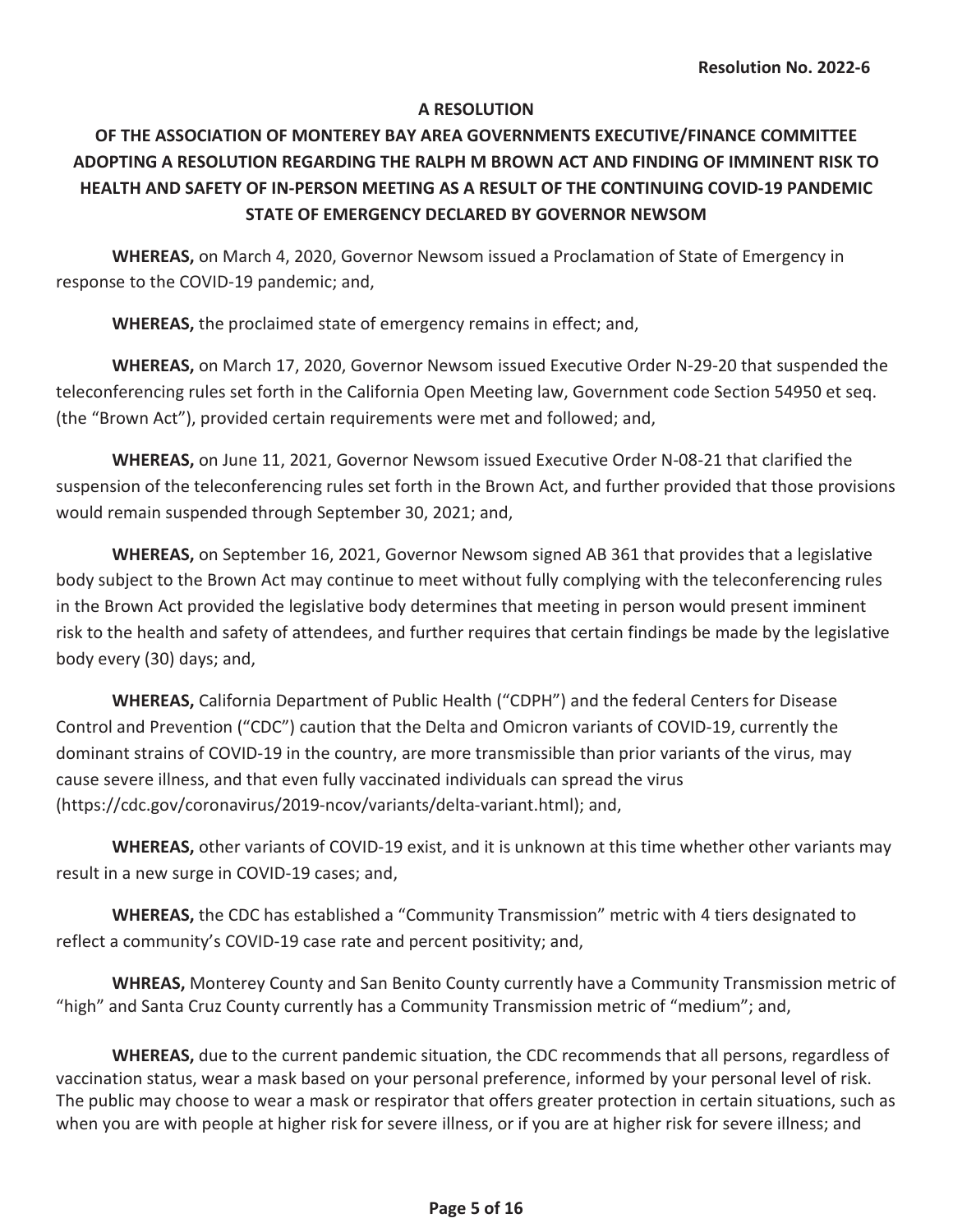**Resolution No. 2022-6**

**A RESOLUTION**

**OF THE ASSOCIATION OF MONTEREY BAY AREA GOVERNMENTS EXECUTIVE/FINANCE COMMITTEE ADOPTING A RESOLUTION REGARDING THE RALPH M BROWN ACT AND FINDING OF IMMINENT RISK TO HEALTH AND SAFETY OF IN-PERSON MEETING AS A RESULT OF THE CONTINUING COVID-19 PANDEMIC STATE OF EMERGENCY DECLARED BY GOVERNOR NEWSOM**

**WHEREAS,** on March 4, 2020, Governor Newsom issued a Proclamation of State of Emergency in response to the COVID-19 pandemic; and,

**WHEREAS,** the proclaimed state of emergency remains in effect; and,

**WHEREAS,** on March 17, 2020, Governor Newsom issued Executive Order N-29-20 that suspended the teleconferencing rules set forth in the California Open Meeting law, Government code Section 54950 et seq. (the "Brown Act"), provided certain requirements were met and followed; and,

**WHEREAS,** on June 11, 2021, Governor Newsom issued Executive Order N-08-21 that clarified the suspension of the teleconferencing rules set forth in the Brown Act, and further provided that those provisions would remain suspended through September 30, 2021; and,

**WHEREAS,** on September 16, 2021, Governor Newsom signed AB 361 that provides that a legislative body subject to the Brown Act may continue to meet without fully complying with the teleconferencing rules in the Brown Act provided the legislative body determines that meeting in person would present imminent risk to the health and safety of attendees, and further requires that certain findings be made by the legislative body every (30) days; and,

**WHEREAS,** California Department of Public Health ("CDPH") and the federal Centers for Disease Control and Prevention ("CDC") caution that the Delta and Omicron variants of COVID-19, currently the dominant strains of COVID-19 in the country, are more transmissible than prior variants of the virus, may cause severe illness, and that even fully vaccinated individuals can spread the virus (https://cdc.gov/coronavirus/2019-ncov/variants/delta-variant.html); and,

**WHEREAS,** other variants of COVID-19 exist, and it is unknown at this time whether other variants may result in a new surge in COVID-19 cases; and,

**WHEREAS,** the CDC has established a "Community Transmission" metric with 4 tiers designated to reflect a community's COVID-19 case rate and percent positivity; and,

**WHREAS,** Monterey County and San Benito County currently have a Community Transmission metric of "high" and Santa Cruz County currently has a Community Transmission metric of "medium"; and,

**WHEREAS,** due to the current pandemic situation, the CDC recommends that all persons, regardless of vaccination status, wear a mask based on your personal preference, informed by your personal level of risk. The public may choose to wear a mask or respirator that offers greater protection in certain situations, such as when you are with people at higher risk for severe illness, or if you are at higher risk for severe illness; and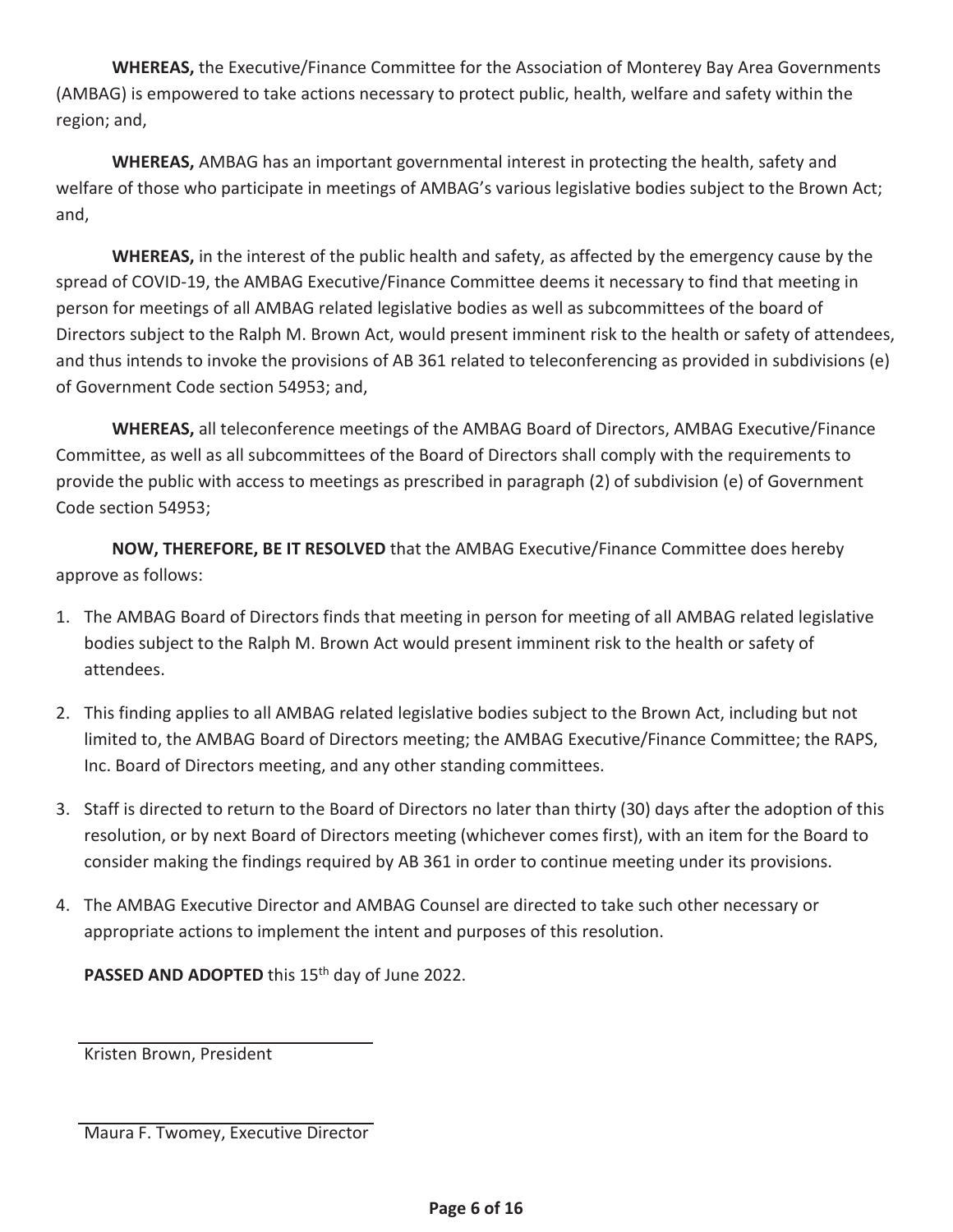**WHEREAS,** the Executive/Finance Committee for the Association of Monterey Bay Area Governments (AMBAG) is empowered to take actions necessary to protect public, health, welfare and safety within the region; and,

**WHEREAS,** AMBAG has an important governmental interest in protecting the health, safety and welfare of those who participate in meetings of AMBAG's various legislative bodies subject to the Brown Act; and,

**WHEREAS,** in the interest of the public health and safety, as affected by the emergency cause by the spread of COVID-19, the AMBAG Executive/Finance Committee deems it necessary to find that meeting in person for meetings of all AMBAG related legislative bodies as well as subcommittees of the board of Directors subject to the Ralph M. Brown Act, would present imminent risk to the health or safety of attendees, and thus intends to invoke the provisions of AB 361 related to teleconferencing as provided in subdivisions (e) of Government Code section 54953; and,

**WHEREAS,** all teleconference meetings of the AMBAG Board of Directors, AMBAG Executive/Finance Committee, as well as all subcommittees of the Board of Directors shall comply with the requirements to provide the public with access to meetings as prescribed in paragraph (2) of subdivision (e) of Government Code section 54953;

**NOW, THEREFORE, BE IT RESOLVED** that the AMBAG Executive/Finance Committee does hereby approve as follows:

1. The AMBAG Board of Directors finds that meeting in person for meeting of all AMBAG related legislative bodies subject to the Ralph M. Brown Act would present imminent risk to the health or safety of attendees.
2. This finding applies to all AMBAG related legislative bodies subject to the Brown Act, including but not limited to, the AMBAG Board of Directors meeting; the AMBAG Executive/Finance Committee; the RAPS, Inc. Board of Directors meeting, and any other standing committees.
3. Staff is directed to return to the Board of Directors no later than thirty (30) days after the adoption of this resolution, or by next Board of Directors meeting (whichever comes first), with an item for the Board to consider making the findings required by AB 361 in order to continue meeting under its provisions.
4. The AMBAG Executive Director and AMBAG Counsel are directed to take such other necessary or appropriate actions to implement the intent and purposes of this resolution.

**PASSED AND ADOPTED** this 15th day of June 2022.

\_\_\_\_\_\_\_\_\_\_\_\_\_\_\_\_\_\_\_\_\_\_\_\_\_\_\_\_\_\_
Kristen Brown, President

\_\_\_\_\_\_\_\_\_\_\_\_\_\_\_\_\_\_\_\_\_\_\_\_\_\_\_\_\_\_
Maura F. Twomey, Executive Director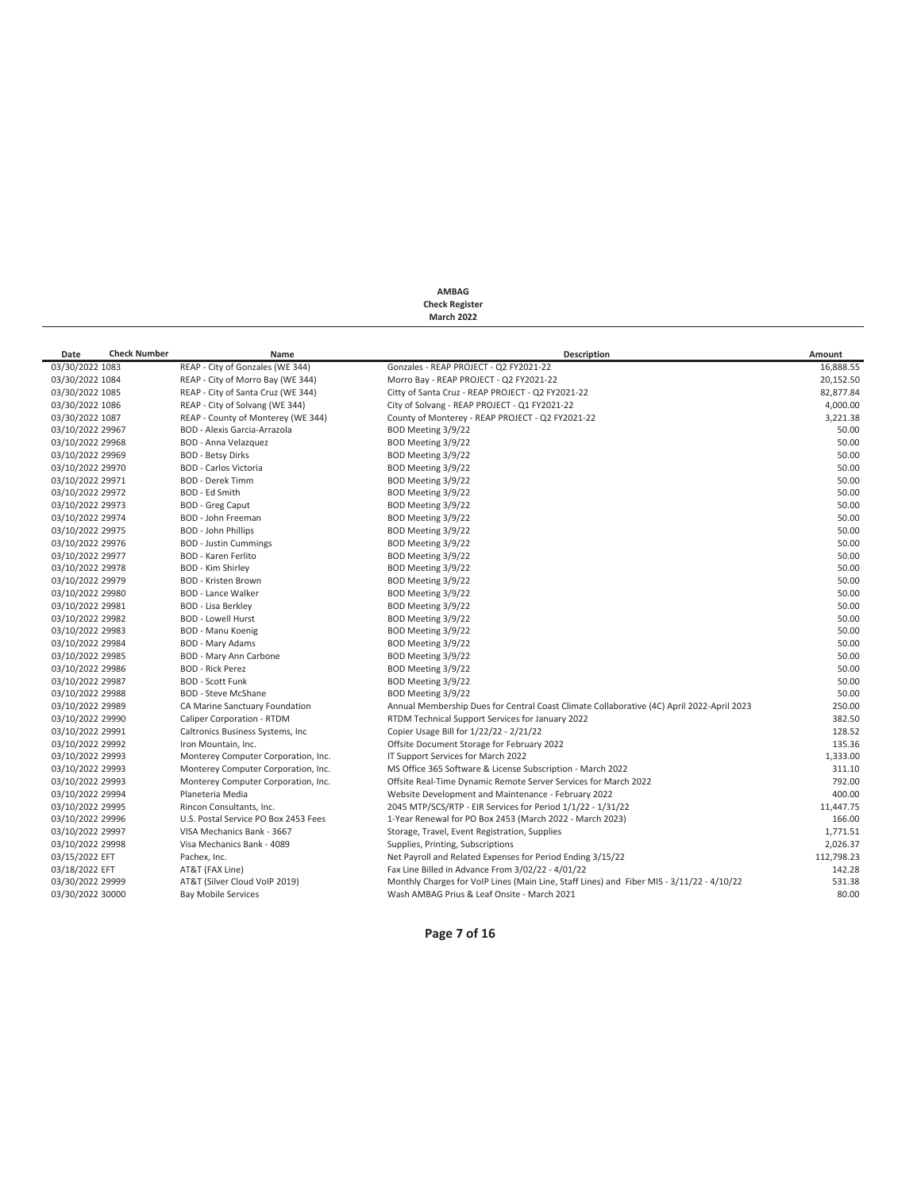**AMBAG**
**Check Register**
**March 2022**

| Date | Check Number | Name | Description | Amount |
|---|---|---|---|---|
| 03/30/2022 | 1083 | REAP - City of Gonzales (WE 344) | Gonzales - REAP PROJECT - Q2 FY2021-22 | 16,888.55 |
| 03/30/2022 | 1084 | REAP - City of Morro Bay (WE 344) | Morro Bay - REAP PROJECT - Q2 FY2021-22 | 20,152.50 |
| 03/30/2022 | 1085 | REAP - City of Santa Cruz (WE 344) | Citty of Santa Cruz - REAP PROJECT - Q2 FY2021-22 | 82,877.84 |
| 03/30/2022 | 1086 | REAP - City of Solvang (WE 344) | City of Solvang - REAP PROJECT - Q1 FY2021-22 | 4,000.00 |
| 03/30/2022 | 1087 | REAP - County of Monterey (WE 344) | County of Monterey - REAP PROJECT - Q2 FY2021-22 | 3,221.38 |
| 03/10/2022 | 29967 | BOD - Alexis Garcia-Arrazola | BOD Meeting 3/9/22 | 50.00 |
| 03/10/2022 | 29968 | BOD - Anna Velazquez | BOD Meeting 3/9/22 | 50.00 |
| 03/10/2022 | 29969 | BOD - Betsy Dirks | BOD Meeting 3/9/22 | 50.00 |
| 03/10/2022 | 29970 | BOD - Carlos Victoria | BOD Meeting 3/9/22 | 50.00 |
| 03/10/2022 | 29971 | BOD - Derek Timm | BOD Meeting 3/9/22 | 50.00 |
| 03/10/2022 | 29972 | BOD - Ed Smith | BOD Meeting 3/9/22 | 50.00 |
| 03/10/2022 | 29973 | BOD - Greg Caput | BOD Meeting 3/9/22 | 50.00 |
| 03/10/2022 | 29974 | BOD - John Freeman | BOD Meeting 3/9/22 | 50.00 |
| 03/10/2022 | 29975 | BOD - John Phillips | BOD Meeting 3/9/22 | 50.00 |
| 03/10/2022 | 29976 | BOD - Justin Cummings | BOD Meeting 3/9/22 | 50.00 |
| 03/10/2022 | 29977 | BOD - Karen Ferlito | BOD Meeting 3/9/22 | 50.00 |
| 03/10/2022 | 29978 | BOD - Kim Shirley | BOD Meeting 3/9/22 | 50.00 |
| 03/10/2022 | 29979 | BOD - Kristen Brown | BOD Meeting 3/9/22 | 50.00 |
| 03/10/2022 | 29980 | BOD - Lance Walker | BOD Meeting 3/9/22 | 50.00 |
| 03/10/2022 | 29981 | BOD - Lisa Berkley | BOD Meeting 3/9/22 | 50.00 |
| 03/10/2022 | 29982 | BOD - Lowell Hurst | BOD Meeting 3/9/22 | 50.00 |
| 03/10/2022 | 29983 | BOD - Manu Koenig | BOD Meeting 3/9/22 | 50.00 |
| 03/10/2022 | 29984 | BOD - Mary Adams | BOD Meeting 3/9/22 | 50.00 |
| 03/10/2022 | 29985 | BOD - Mary Ann Carbone | BOD Meeting 3/9/22 | 50.00 |
| 03/10/2022 | 29986 | BOD - Rick Perez | BOD Meeting 3/9/22 | 50.00 |
| 03/10/2022 | 29987 | BOD - Scott Funk | BOD Meeting 3/9/22 | 50.00 |
| 03/10/2022 | 29988 | BOD - Steve McShane | BOD Meeting 3/9/22 | 50.00 |
| 03/10/2022 | 29989 | CA Marine Sanctuary Foundation | Annual Membership Dues for Central Coast Climate Collaborative (4C) April 2022-April 2023 | 250.00 |
| 03/10/2022 | 29990 | Caliper Corporation - RTDM | RTDM Technical Support Services for January 2022 | 382.50 |
| 03/10/2022 | 29991 | Caltronics Business Systems, Inc | Copier Usage Bill for 1/22/22 - 2/21/22 | 128.52 |
| 03/10/2022 | 29992 | Iron Mountain, Inc. | Offsite Document Storage for February 2022 | 135.36 |
| 03/10/2022 | 29993 | Monterey Computer Corporation, Inc. | IT Support Services for March 2022 | 1,333.00 |
| 03/10/2022 | 29993 | Monterey Computer Corporation, Inc. | MS Office 365 Software & License Subscription - March 2022 | 311.10 |
| 03/10/2022 | 29993 | Monterey Computer Corporation, Inc. | Offsite Real-Time Dynamic Remote Server Services for March 2022 | 792.00 |
| 03/10/2022 | 29994 | Planeteria Media | Website Development and Maintenance - February 2022 | 400.00 |
| 03/10/2022 | 29995 | Rincon Consultants, Inc. | 2045 MTP/SCS/RTP - EIR Services for Period 1/1/22 - 1/31/22 | 11,447.75 |
| 03/10/2022 | 29996 | U.S. Postal Service PO Box 2453 Fees | 1-Year Renewal for PO Box 2453 (March 2022 - March 2023) | 166.00 |
| 03/10/2022 | 29997 | VISA Mechanics Bank - 3667 | Storage, Travel, Event Registration, Supplies | 1,771.51 |
| 03/10/2022 | 29998 | Visa Mechanics Bank - 4089 | Supplies, Printing, Subscriptions | 2,026.37 |
| 03/15/2022 | EFT | Pachex, Inc. | Net Payroll and Related Expenses for Period Ending 3/15/22 | 112,798.23 |
| 03/18/2022 | EFT | AT&T (FAX Line) | Fax Line Billed in Advance From 3/02/22 - 4/01/22 | 142.28 |
| 03/30/2022 | 29999 | AT&T (Silver Cloud VoIP 2019) | Monthly Charges for VoIP Lines (Main Line, Staff Lines) and Fiber MIS - 3/11/22 - 4/10/22 | 531.38 |
| 03/30/2022 | 30000 | Bay Mobile Services | Wash AMBAG Prius & Leaf Onsite - March 2021 | 80.00 |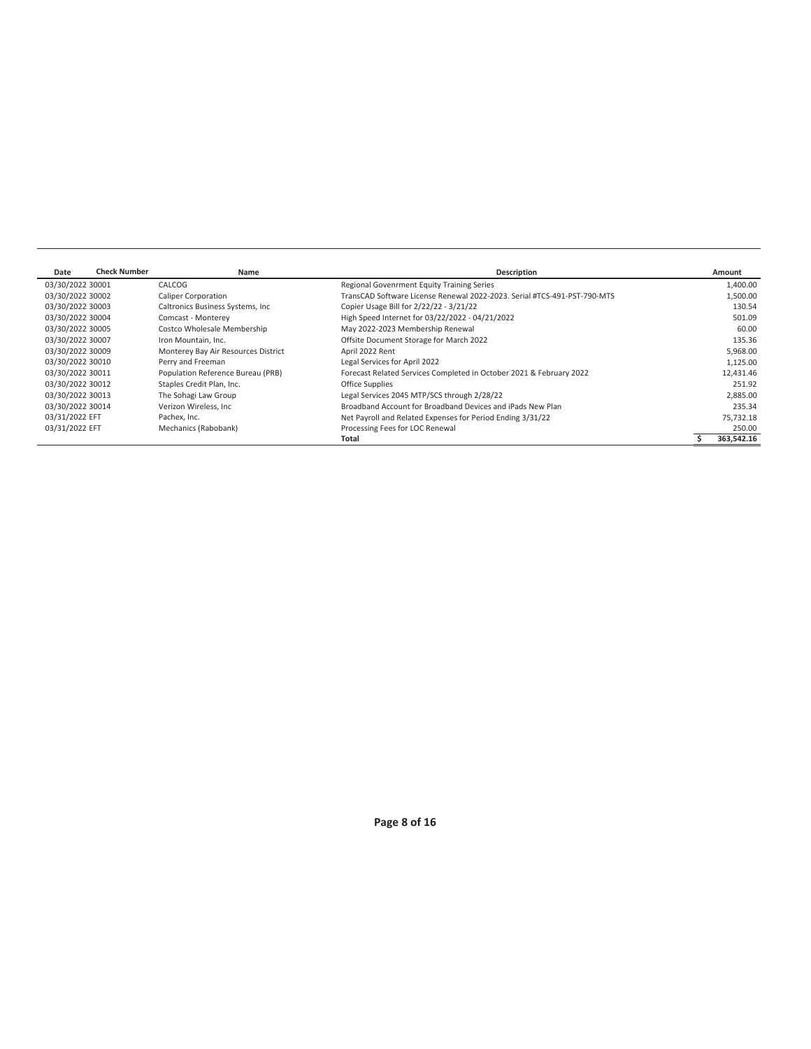| Date | Check Number | Name | Description | Amount |
|---|---|---|---|---|
| 03/30/2022 | 30001 | CALCOG | Regional Govenrment Equity Training Series | 1,400.00 |
| 03/30/2022 | 30002 | Caliper Corporation | TransCAD Software License Renewal 2022-2023. Serial #TCS-491-PST-790-MTS | 1,500.00 |
| 03/30/2022 | 30003 | Caltronics Business Systems, Inc | Copier Usage Bill for 2/22/22 - 3/21/22 | 130.54 |
| 03/30/2022 | 30004 | Comcast - Monterey | High Speed Internet for 03/22/2022 - 04/21/2022 | 501.09 |
| 03/30/2022 | 30005 | Costco Wholesale Membership | May 2022-2023 Membership Renewal | 60.00 |
| 03/30/2022 | 30007 | Iron Mountain, Inc. | Offsite Document Storage for March 2022 | 135.36 |
| 03/30/2022 | 30009 | Monterey Bay Air Resources District | April 2022 Rent | 5,968.00 |
| 03/30/2022 | 30010 | Perry and Freeman | Legal Services for April 2022 | 1,125.00 |
| 03/30/2022 | 30011 | Population Reference Bureau (PRB) | Forecast Related Services Completed in October 2021 & February 2022 | 12,431.46 |
| 03/30/2022 | 30012 | Staples Credit Plan, Inc. | Office Supplies | 251.92 |
| 03/30/2022 | 30013 | The Sohagi Law Group | Legal Services 2045 MTP/SCS through 2/28/22 | 2,885.00 |
| 03/30/2022 | 30014 | Verizon Wireless, Inc | Broadband Account for Broadband Devices and iPads New Plan | 235.34 |
| 03/31/2022 | EFT | Pachex, Inc. | Net Payroll and Related Expenses for Period Ending 3/31/22 | 75,732.18 |
| 03/31/2022 | EFT | Mechanics (Rabobank) | Processing Fees for LOC Renewal | 250.00 |
| | | | **Total** | **$ 363,542.16** |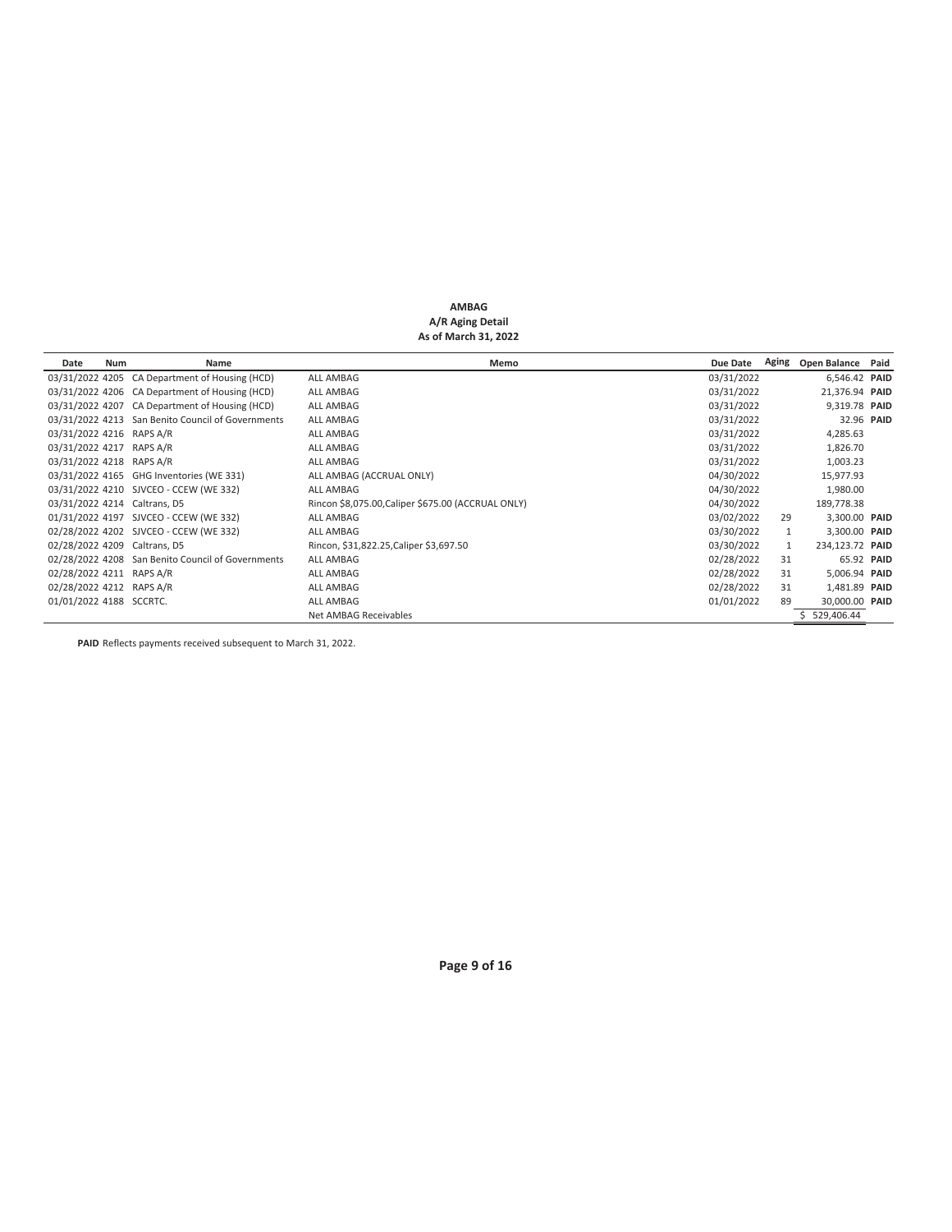**AMBAG**
**A/R Aging Detail**
**As of March 31, 2022**

| Date | Num | Name | Memo | Due Date | Aging | Open Balance | Paid |
|---|---|---|---|---|---|---|---|
| 03/31/2022 | 4205 | CA Department of Housing (HCD) | ALL AMBAG | 03/31/2022 | | 6,546.42 | **PAID** |
| 03/31/2022 | 4206 | CA Department of Housing (HCD) | ALL AMBAG | 03/31/2022 | | 21,376.94 | **PAID** |
| 03/31/2022 | 4207 | CA Department of Housing (HCD) | ALL AMBAG | 03/31/2022 | | 9,319.78 | **PAID** |
| 03/31/2022 | 4213 | San Benito Council of Governments | ALL AMBAG | 03/31/2022 | | 32.96 | **PAID** |
| 03/31/2022 | 4216 | RAPS A/R | ALL AMBAG | 03/31/2022 | | 4,285.63 | |
| 03/31/2022 | 4217 | RAPS A/R | ALL AMBAG | 03/31/2022 | | 1,826.70 | |
| 03/31/2022 | 4218 | RAPS A/R | ALL AMBAG | 03/31/2022 | | 1,003.23 | |
| 03/31/2022 | 4165 | GHG Inventories (WE 331) | ALL AMBAG (ACCRUAL ONLY) | 04/30/2022 | | 15,977.93 | |
| 03/31/2022 | 4210 | SJVCEO - CCEW (WE 332) | ALL AMBAG | 04/30/2022 | | 1,980.00 | |
| 03/31/2022 | 4214 | Caltrans, D5 | Rincon $8,075.00,Caliper $675.00 (ACCRUAL ONLY) | 04/30/2022 | | 189,778.38 | |
| 01/31/2022 | 4197 | SJVCEO - CCEW (WE 332) | ALL AMBAG | 03/02/2022 | 29 | 3,300.00 | **PAID** |
| 02/28/2022 | 4202 | SJVCEO - CCEW (WE 332) | ALL AMBAG | 03/30/2022 | 1 | 3,300.00 | **PAID** |
| 02/28/2022 | 4209 | Caltrans, D5 | Rincon, $31,822.25,Caliper $3,697.50 | 03/30/2022 | 1 | 234,123.72 | **PAID** |
| 02/28/2022 | 4208 | San Benito Council of Governments | ALL AMBAG | 02/28/2022 | 31 | 65.92 | **PAID** |
| 02/28/2022 | 4211 | RAPS A/R | ALL AMBAG | 02/28/2022 | 31 | 5,006.94 | **PAID** |
| 02/28/2022 | 4212 | RAPS A/R | ALL AMBAG | 02/28/2022 | 31 | 1,481.89 | **PAID** |
| 01/01/2022 | 4188 | SCCRTC. | ALL AMBAG | 01/01/2022 | 89 | 30,000.00 | **PAID** |
| | | | Net AMBAG Receivables | | | $ 529,406.44 | |

**PAID** Reflects payments received subsequent to March 31, 2022.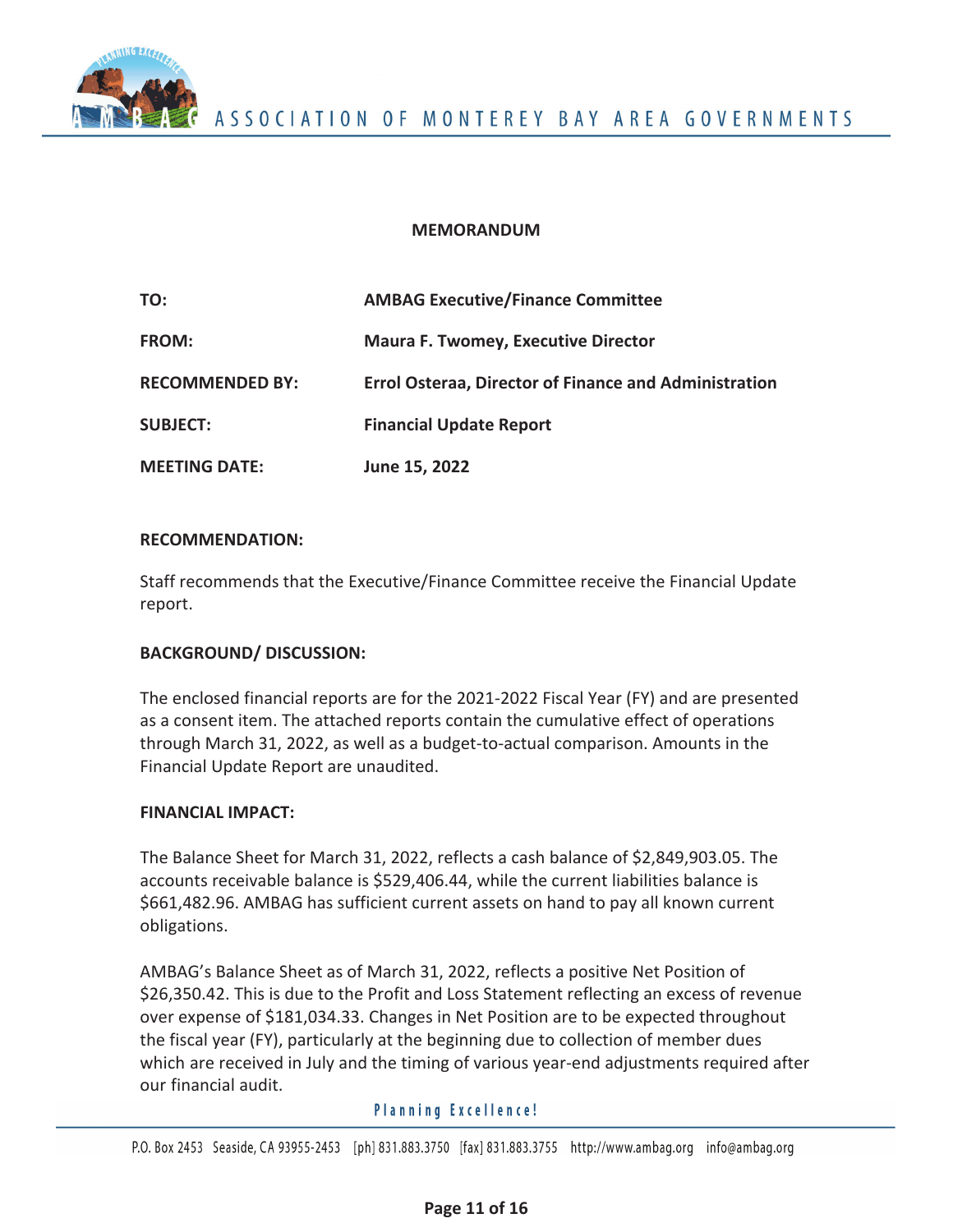ASSOCIATION OF MONTEREY BAY AREA GOVERNMENTS

**MEMORANDUM**

| | |
|---|---|
| **TO:** | **AMBAG Executive/Finance Committee** |
| **FROM:** | **Maura F. Twomey, Executive Director** |
| **RECOMMENDED BY:** | **Errol Osteraa, Director of Finance and Administration** |
| **SUBJECT:** | **Financial Update Report** |
| **MEETING DATE:** | **June 15, 2022** |

**RECOMMENDATION:**

Staff recommends that the Executive/Finance Committee receive the Financial Update report.

**BACKGROUND/ DISCUSSION:**

The enclosed financial reports are for the 2021-2022 Fiscal Year (FY) and are presented as a consent item. The attached reports contain the cumulative effect of operations through March 31, 2022, as well as a budget-to-actual comparison. Amounts in the Financial Update Report are unaudited.

**FINANCIAL IMPACT:**

The Balance Sheet for March 31, 2022, reflects a cash balance of $2,849,903.05. The accounts receivable balance is $529,406.44, while the current liabilities balance is $661,482.96. AMBAG has sufficient current assets on hand to pay all known current obligations.

AMBAG's Balance Sheet as of March 31, 2022, reflects a positive Net Position of $26,350.42. This is due to the Profit and Loss Statement reflecting an excess of revenue over expense of $181,034.33. Changes in Net Position are to be expected throughout the fiscal year (FY), particularly at the beginning due to collection of member dues which are received in July and the timing of various year-end adjustments required after our financial audit.

Planning Excellence!

P.O. Box 2453 Seaside, CA 93955-2453 [ph] 831.883.3750 [fax] 831.883.3755 http://www.ambag.org info@ambag.org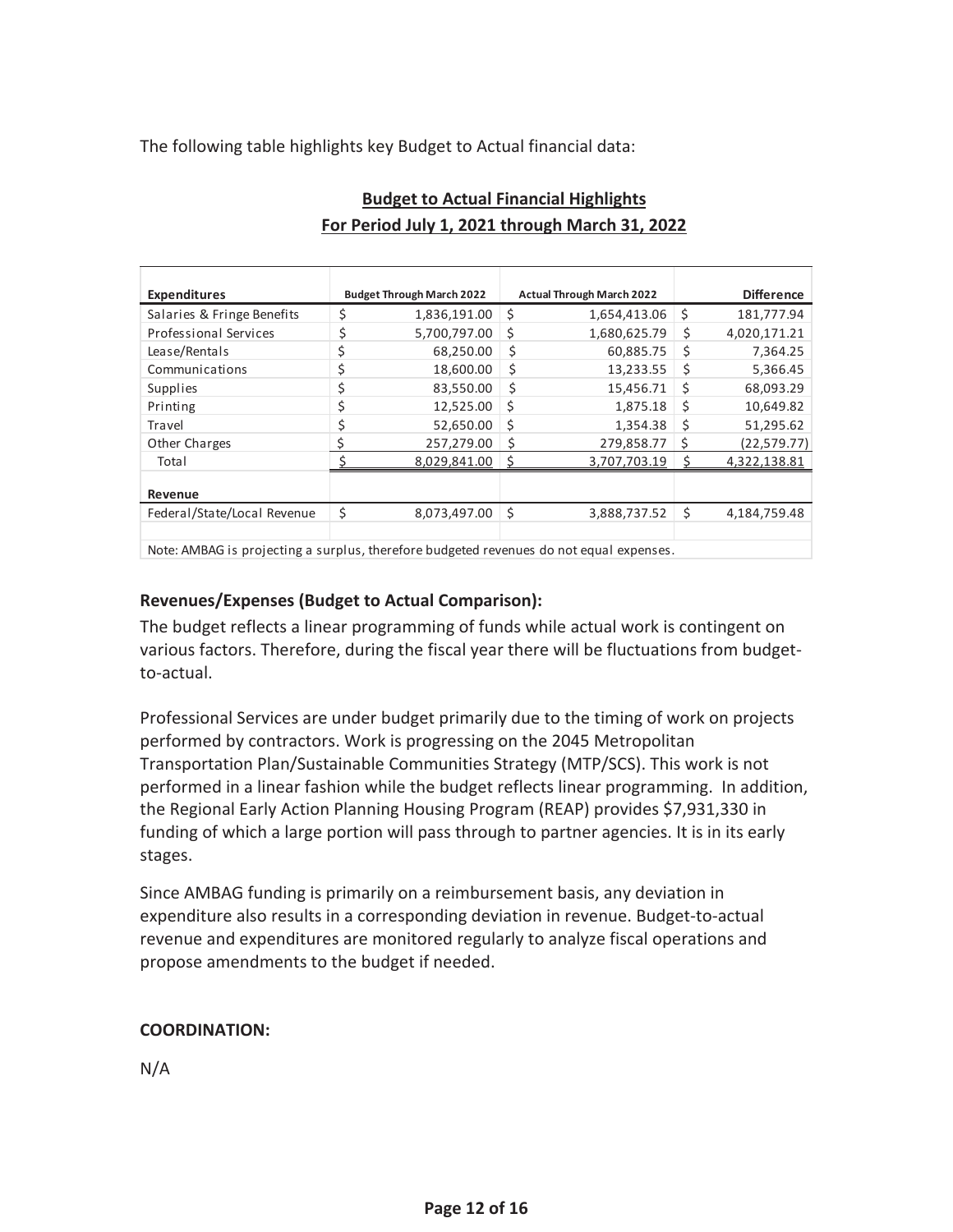The following table highlights key Budget to Actual financial data:

**Budget to Actual Financial Highlights**
**For Period July 1, 2021 through March 31, 2022**

| Expenditures | Budget Through March 2022 | Actual Through March 2022 | Difference |
|---|---|---|---|
| Salaries & Fringe Benefits | $ 1,836,191.00 | $ 1,654,413.06 | $ 181,777.94 |
| Professional Services | $ 5,700,797.00 | $ 1,680,625.79 | $ 4,020,171.21 |
| Lease/Rentals | $ 68,250.00 | $ 60,885.75 | $ 7,364.25 |
| Communications | $ 18,600.00 | $ 13,233.55 | $ 5,366.45 |
| Supplies | $ 83,550.00 | $ 15,456.71 | $ 68,093.29 |
| Printing | $ 12,525.00 | $ 1,875.18 | $ 10,649.82 |
| Travel | $ 52,650.00 | $ 1,354.38 | $ 51,295.62 |
| Other Charges | $ 257,279.00 | $ 279,858.77 | $ (22,579.77) |
| Total | $ 8,029,841.00 | $ 3,707,703.19 | $ 4,322,138.81 |
| **Revenue** | | | |
| Federal/State/Local Revenue | $ 8,073,497.00 | $ 3,888,737.52 | $ 4,184,759.48 |

Note: AMBAG is projecting a surplus, therefore budgeted revenues do not equal expenses.

**Revenues/Expenses (Budget to Actual Comparison):**

The budget reflects a linear programming of funds while actual work is contingent on various factors. Therefore, during the fiscal year there will be fluctuations from budget-to-actual.

Professional Services are under budget primarily due to the timing of work on projects performed by contractors. Work is progressing on the 2045 Metropolitan Transportation Plan/Sustainable Communities Strategy (MTP/SCS). This work is not performed in a linear fashion while the budget reflects linear programming. In addition, the Regional Early Action Planning Housing Program (REAP) provides $7,931,330 in funding of which a large portion will pass through to partner agencies. It is in its early stages.

Since AMBAG funding is primarily on a reimbursement basis, any deviation in expenditure also results in a corresponding deviation in revenue. Budget-to-actual revenue and expenditures are monitored regularly to analyze fiscal operations and propose amendments to the budget if needed.

**COORDINATION:**

N/A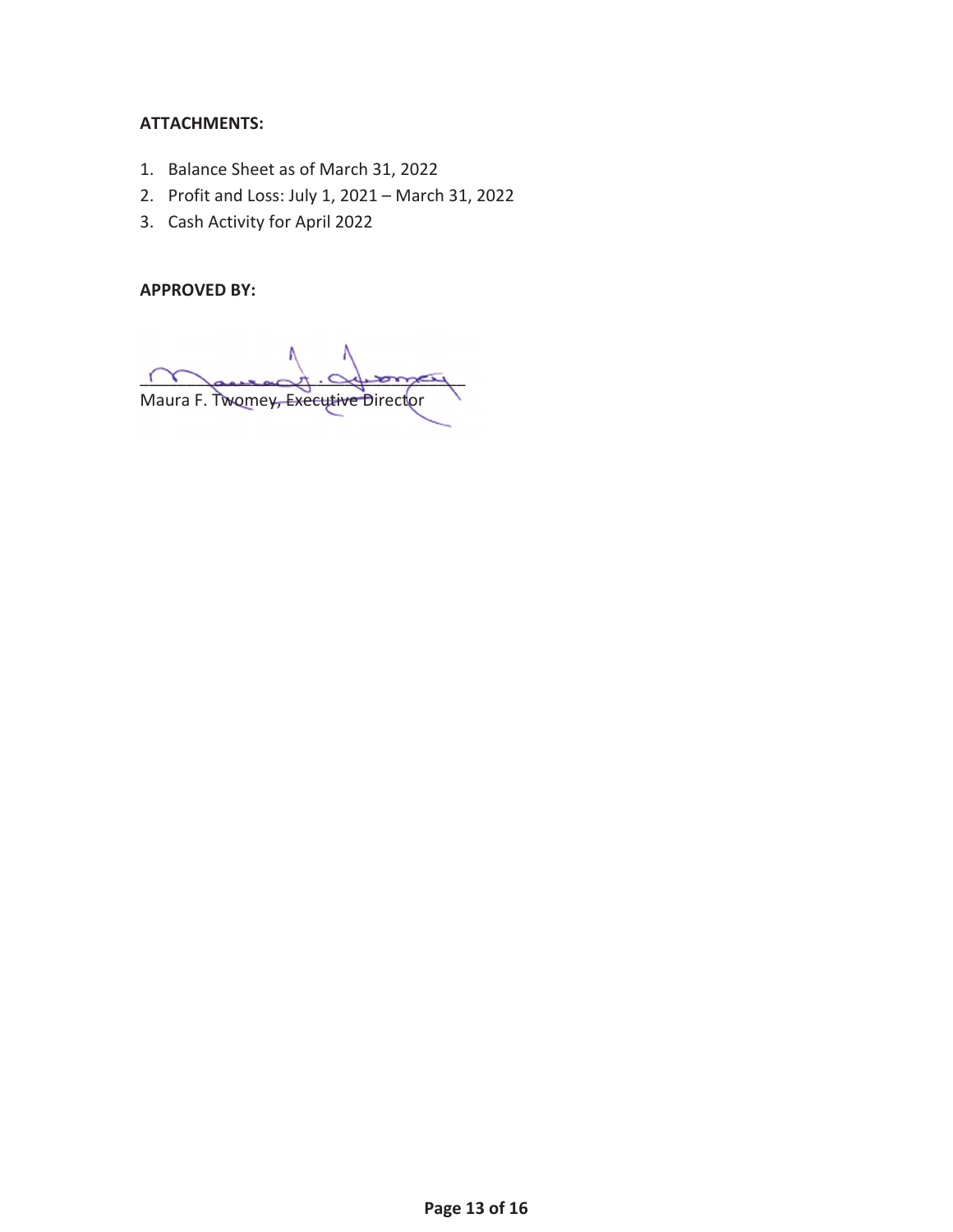**ATTACHMENTS:**

1. Balance Sheet as of March 31, 2022
2. Profit and Loss: July 1, 2021 – March 31, 2022
3. Cash Activity for April 2022

**APPROVED BY:**

____________________________________
Maura F. Twomey, Executive Director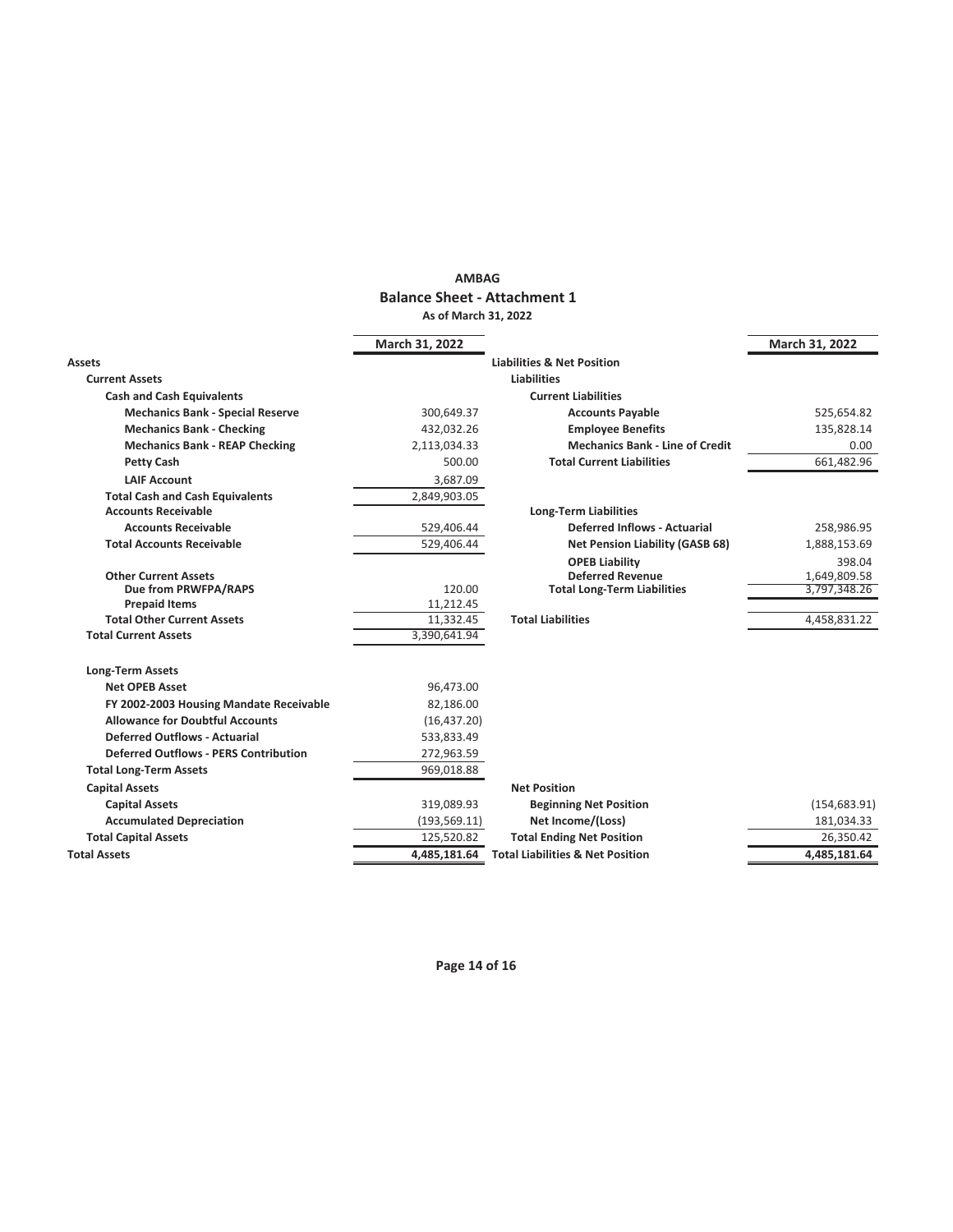# AMBAG

## Balance Sheet - Attachment 1

**As of March 31, 2022**

| | March 31, 2022 |
|---|---|
| **Assets** | |
| **Current Assets** | |
| **Cash and Cash Equivalents** | |
| **Mechanics Bank - Special Reserve** | 300,649.37 |
| **Mechanics Bank - Checking** | 432,032.26 |
| **Mechanics Bank - REAP Checking** | 2,113,034.33 |
| **Petty Cash** | 500.00 |
| **LAIF Account** | 3,687.09 |
| **Total Cash and Cash Equivalents** | 2,849,903.05 |
| **Accounts Receivable** | |
| **Accounts Receivable** | 529,406.44 |
| **Total Accounts Receivable** | 529,406.44 |
| **Other Current Assets** | |
| **Due from PRWFPA/RAPS** | 120.00 |
| **Prepaid Items** | 11,212.45 |
| **Total Other Current Assets** | 11,332.45 |
| **Total Current Assets** | 3,390,641.94 |
| **Long-Term Assets** | |
| **Net OPEB Asset** | 96,473.00 |
| **FY 2002-2003 Housing Mandate Receivable** | 82,186.00 |
| **Allowance for Doubtful Accounts** | (16,437.20) |
| **Deferred Outflows - Actuarial** | 533,833.49 |
| **Deferred Outflows - PERS Contribution** | 272,963.59 |
| **Total Long-Term Assets** | 969,018.88 |
| **Capital Assets** | |
| **Capital Assets** | 319,089.93 |
| **Accumulated Depreciation** | (193,569.11) |
| **Total Capital Assets** | 125,520.82 |
| **Total Assets** | **4,485,181.64** |

| | March 31, 2022 |
|---|---|
| **Liabilities & Net Position** | |
| **Liabilities** | |
| **Current Liabilities** | |
| **Accounts Payable** | 525,654.82 |
| **Employee Benefits** | 135,828.14 |
| **Mechanics Bank - Line of Credit** | 0.00 |
| **Total Current Liabilities** | 661,482.96 |
| **Long-Term Liabilities** | |
| **Deferred Inflows - Actuarial** | 258,986.95 |
| **Net Pension Liability (GASB 68)** | 1,888,153.69 |
| **OPEB Liability** | 398.04 |
| **Deferred Revenue** | 1,649,809.58 |
| **Total Long-Term Liabilities** | 3,797,348.26 |
| **Total Liabilities** | 4,458,831.22 |
| **Net Position** | |
| **Beginning Net Position** | (154,683.91) |
| **Net Income/(Loss)** | 181,034.33 |
| **Total Ending Net Position** | 26,350.42 |
| **Total Liabilities & Net Position** | **4,485,181.64** |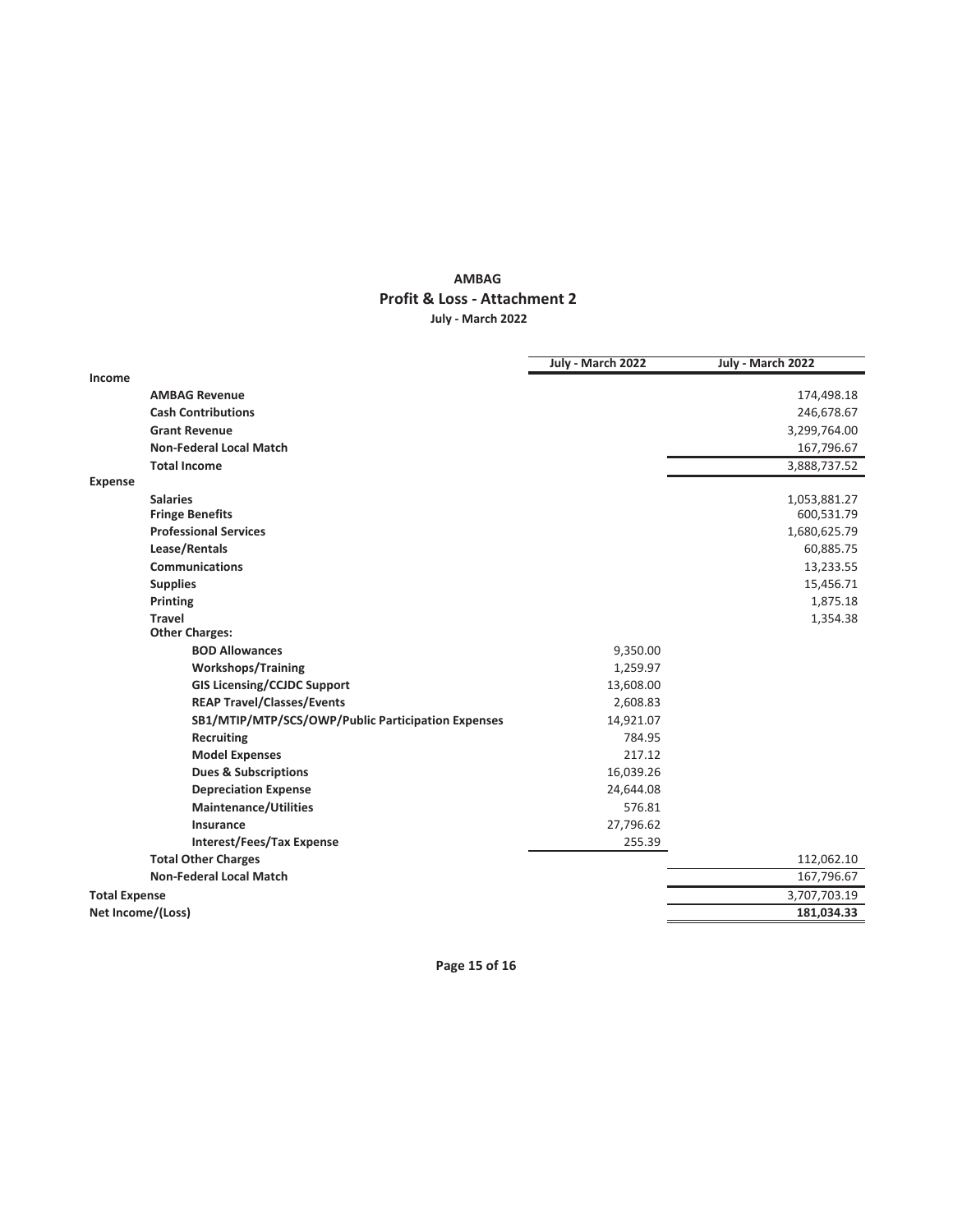# AMBAG

## Profit & Loss - Attachment 2

### July - March 2022

| | July - March 2022 | July - March 2022 |
|---|---|---|
| **Income** | | |
| **AMBAG Revenue** | | 174,498.18 |
| **Cash Contributions** | | 246,678.67 |
| **Grant Revenue** | | 3,299,764.00 |
| **Non-Federal Local Match** | | 167,796.67 |
| **Total Income** | | 3,888,737.52 |
| **Expense** | | |
| **Salaries** | | 1,053,881.27 |
| **Fringe Benefits** | | 600,531.79 |
| **Professional Services** | | 1,680,625.79 |
| **Lease/Rentals** | | 60,885.75 |
| **Communications** | | 13,233.55 |
| **Supplies** | | 15,456.71 |
| **Printing** | | 1,875.18 |
| **Travel** | | 1,354.38 |
| **Other Charges:** | | |
| **BOD Allowances** | 9,350.00 | |
| **Workshops/Training** | 1,259.97 | |
| **GIS Licensing/CCJDC Support** | 13,608.00 | |
| **REAP Travel/Classes/Events** | 2,608.83 | |
| **SB1/MTIP/MTP/SCS/OWP/Public Participation Expenses** | 14,921.07 | |
| **Recruiting** | 784.95 | |
| **Model Expenses** | 217.12 | |
| **Dues & Subscriptions** | 16,039.26 | |
| **Depreciation Expense** | 24,644.08 | |
| **Maintenance/Utilities** | 576.81 | |
| **Insurance** | 27,796.62 | |
| **Interest/Fees/Tax Expense** | 255.39 | |
| **Total Other Charges** | | 112,062.10 |
| **Non-Federal Local Match** | | 167,796.67 |
| **Total Expense** | | 3,707,703.19 |
| **Net Income/(Loss)** | | **181,034.33** |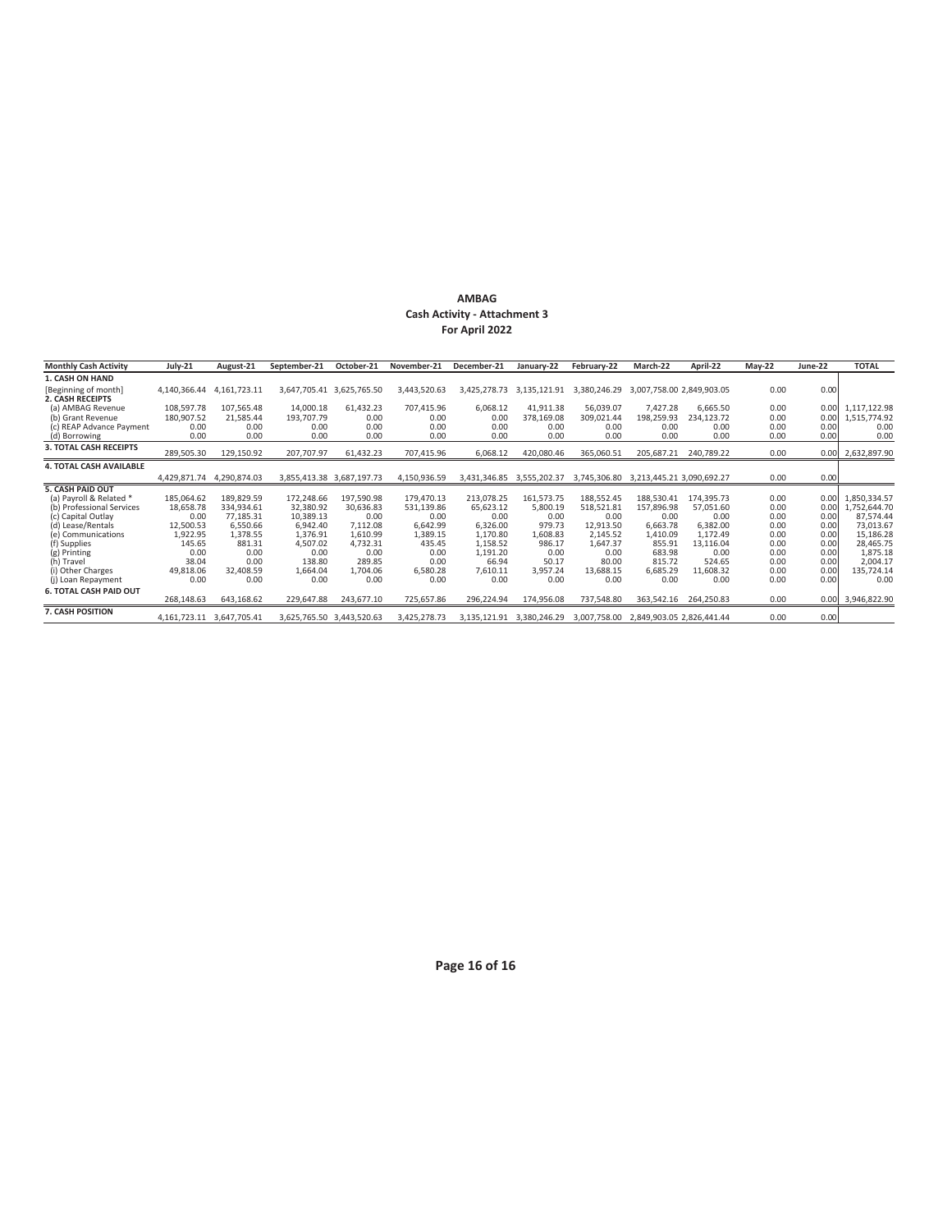**AMBAG**
**Cash Activity - Attachment 3**
**For April 2022**

| Monthly Cash Activity | July-21 | August-21 | September-21 | October-21 | November-21 | December-21 | January-22 | February-22 | March-22 | April-22 | May-22 | June-22 | TOTAL |
|---|---|---|---|---|---|---|---|---|---|---|---|---|---|
| **1. CASH ON HAND** | | | | | | | | | | | | | |
| [Beginning of month] | 4,140,366.44 | 4,161,723.11 | 3,647,705.41 | 3,625,765.50 | 3,443,520.63 | 3,425,278.73 | 3,135,121.91 | 3,380,246.29 | 3,007,758.00 | 2,849,903.05 | 0.00 | 0.00 | |
| **2. CASH RECEIPTS** | | | | | | | | | | | | | |
| (a) AMBAG Revenue | 108,597.78 | 107,565.48 | 14,000.18 | 61,432.23 | 707,415.96 | 6,068.12 | 41,911.38 | 56,039.07 | 7,427.28 | 6,665.50 | 0.00 | 0.00 | 1,117,122.98 |
| (b) Grant Revenue | 180,907.52 | 21,585.44 | 193,707.79 | 0.00 | 0.00 | 0.00 | 378,169.08 | 309,021.44 | 198,259.93 | 234,123.72 | 0.00 | 0.00 | 1,515,774.92 |
| (c) REAP Advance Payment | 0.00 | 0.00 | 0.00 | 0.00 | 0.00 | 0.00 | 0.00 | 0.00 | 0.00 | 0.00 | 0.00 | 0.00 | 0.00 |
| (d) Borrowing | 0.00 | 0.00 | 0.00 | 0.00 | 0.00 | 0.00 | 0.00 | 0.00 | 0.00 | 0.00 | 0.00 | 0.00 | 0.00 |
| **3. TOTAL CASH RECEIPTS** | 289,505.30 | 129,150.92 | 207,707.97 | 61,432.23 | 707,415.96 | 6,068.12 | 420,080.46 | 365,060.51 | 205,687.21 | 240,789.22 | 0.00 | 0.00 | 2,632,897.90 |
| **4. TOTAL CASH AVAILABLE** | 4,429,871.74 | 4,290,874.03 | 3,855,413.38 | 3,687,197.73 | 4,150,936.59 | 3,431,346.85 | 3,555,202.37 | 3,745,306.80 | 3,213,445.21 | 3,090,692.27 | 0.00 | 0.00 | |
| **5. CASH PAID OUT** | | | | | | | | | | | | | |
| (a) Payroll & Related * | 185,064.62 | 189,829.59 | 172,248.66 | 197,590.98 | 179,470.13 | 213,078.25 | 161,573.75 | 188,552.45 | 188,530.41 | 174,395.73 | 0.00 | 0.00 | 1,850,334.57 |
| (b) Professional Services | 18,658.78 | 334,934.61 | 32,380.92 | 30,636.83 | 531,139.86 | 65,623.12 | 5,800.19 | 518,521.81 | 157,896.98 | 57,051.60 | 0.00 | 0.00 | 1,752,644.70 |
| (c) Capital Outlay | 0.00 | 77,185.31 | 10,389.13 | 0.00 | 0.00 | 0.00 | 0.00 | 0.00 | 0.00 | 0.00 | 0.00 | 0.00 | 87,574.44 |
| (d) Lease/Rentals | 12,500.53 | 6,550.66 | 6,942.40 | 7,112.08 | 6,642.99 | 6,326.00 | 979.73 | 12,913.50 | 6,663.78 | 6,382.00 | 0.00 | 0.00 | 73,013.67 |
| (e) Communications | 1,922.95 | 1,378.55 | 1,376.91 | 1,610.99 | 1,389.15 | 1,170.80 | 1,608.83 | 2,145.52 | 1,410.09 | 1,172.49 | 0.00 | 0.00 | 15,186.28 |
| (f) Supplies | 145.65 | 881.31 | 4,507.02 | 4,732.31 | 435.45 | 1,158.52 | 986.17 | 1,647.37 | 855.91 | 13,116.04 | 0.00 | 0.00 | 28,465.75 |
| (g) Printing | 0.00 | 0.00 | 0.00 | 0.00 | 0.00 | 1,191.20 | 0.00 | 0.00 | 683.98 | 0.00 | 0.00 | 0.00 | 1,875.18 |
| (h) Travel | 38.04 | 0.00 | 138.80 | 289.85 | 0.00 | 66.94 | 50.17 | 80.00 | 815.72 | 524.65 | 0.00 | 0.00 | 2,004.17 |
| (i) Other Charges | 49,818.06 | 32,408.59 | 1,664.04 | 1,704.06 | 6,580.28 | 7,610.11 | 3,957.24 | 13,688.15 | 6,685.29 | 11,608.32 | 0.00 | 0.00 | 135,724.14 |
| (j) Loan Repayment | 0.00 | 0.00 | 0.00 | 0.00 | 0.00 | 0.00 | 0.00 | 0.00 | 0.00 | 0.00 | 0.00 | 0.00 | 0.00 |
| **6. TOTAL CASH PAID OUT** | 268,148.63 | 643,168.62 | 229,647.88 | 243,677.10 | 725,657.86 | 296,224.94 | 174,956.08 | 737,548.80 | 363,542.16 | 264,250.83 | 0.00 | 0.00 | 3,946,822.90 |
| **7. CASH POSITION** | 4,161,723.11 | 3,647,705.41 | 3,625,765.50 | 3,443,520.63 | 3,425,278.73 | 3,135,121.91 | 3,380,246.29 | 3,007,758.00 | 2,849,903.05 | 2,826,441.44 | 0.00 | 0.00 | |